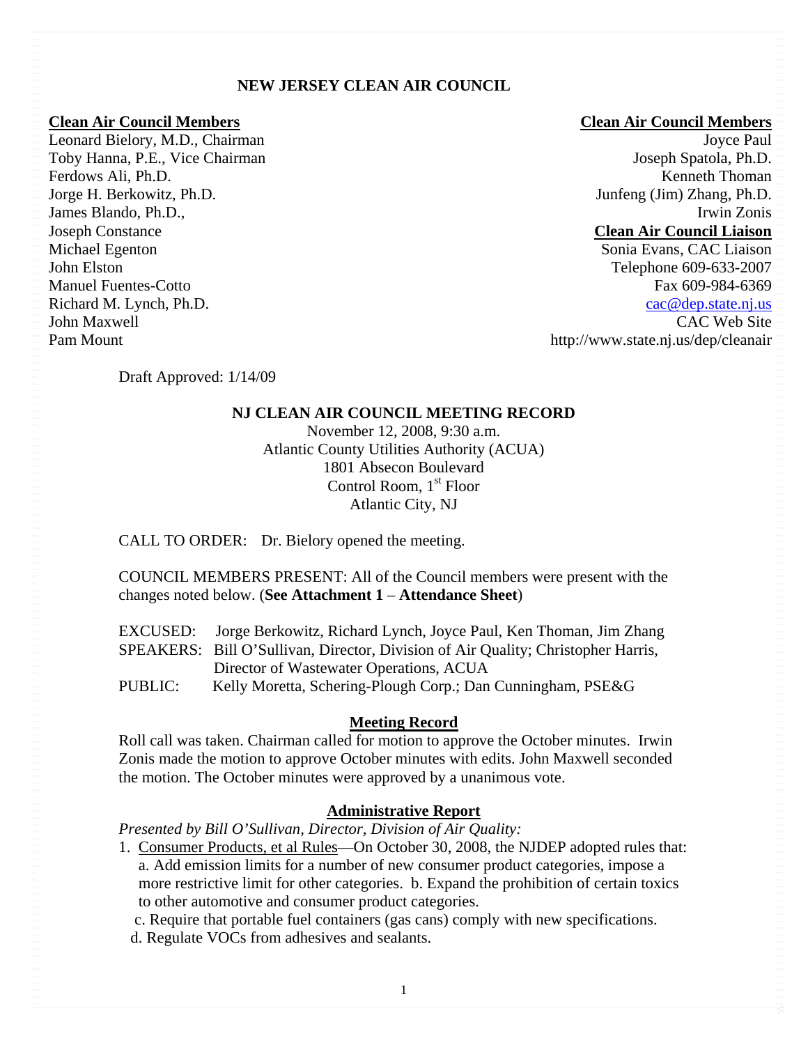# NEW JERSEY CLEAN AIR COUNCIL

**Clean Air Council Members**

Leonard Bielory, M.D., Chairman
Toby Hanna, P.E., Vice Chairman
Ferdows Ali, Ph.D.
Jorge H. Berkowitz, Ph.D.
James Blando, Ph.D.,
Joseph Constance
Michael Egenton
John Elston
Manuel Fuentes-Cotto
Richard M. Lynch, Ph.D.
John Maxwell
Pam Mount

**Clean Air Council Members**

Joyce Paul
Joseph Spatola, Ph.D.
Kenneth Thoman
Junfeng (Jim) Zhang, Ph.D.
Irwin Zonis

**Clean Air Council Liaison**

Sonia Evans, CAC Liaison
Telephone 609-633-2007
Fax 609-984-6369
cac@dep.state.nj.us
CAC Web Site
http://www.state.nj.us/dep/cleanair

Draft Approved: 1/14/09

## NJ CLEAN AIR COUNCIL MEETING RECORD

November 12, 2008, 9:30 a.m.
Atlantic County Utilities Authority (ACUA)
1801 Absecon Boulevard
Control Room, 1st Floor
Atlantic City, NJ

CALL TO ORDER: Dr. Bielory opened the meeting.

COUNCIL MEMBERS PRESENT: All of the Council members were present with the changes noted below. (**See Attachment 1 – Attendance Sheet**)

EXCUSED: Jorge Berkowitz, Richard Lynch, Joyce Paul, Ken Thoman, Jim Zhang
SPEAKERS: Bill O'Sullivan, Director, Division of Air Quality; Christopher Harris, Director of Wastewater Operations, ACUA
PUBLIC: Kelly Moretta, Schering-Plough Corp.; Dan Cunningham, PSE&G

### Meeting Record

Roll call was taken. Chairman called for motion to approve the October minutes. Irwin Zonis made the motion to approve October minutes with edits. John Maxwell seconded the motion. The October minutes were approved by a unanimous vote.

### Administrative Report

*Presented by Bill O'Sullivan, Director, Division of Air Quality:*

1. Consumer Products, et al Rules—On October 30, 2008, the NJDEP adopted rules that:
   a. Add emission limits for a number of new consumer product categories, impose a more restrictive limit for other categories. b. Expand the prohibition of certain toxics to other automotive and consumer product categories.
   c. Require that portable fuel containers (gas cans) comply with new specifications.
   d. Regulate VOCs from adhesives and sealants.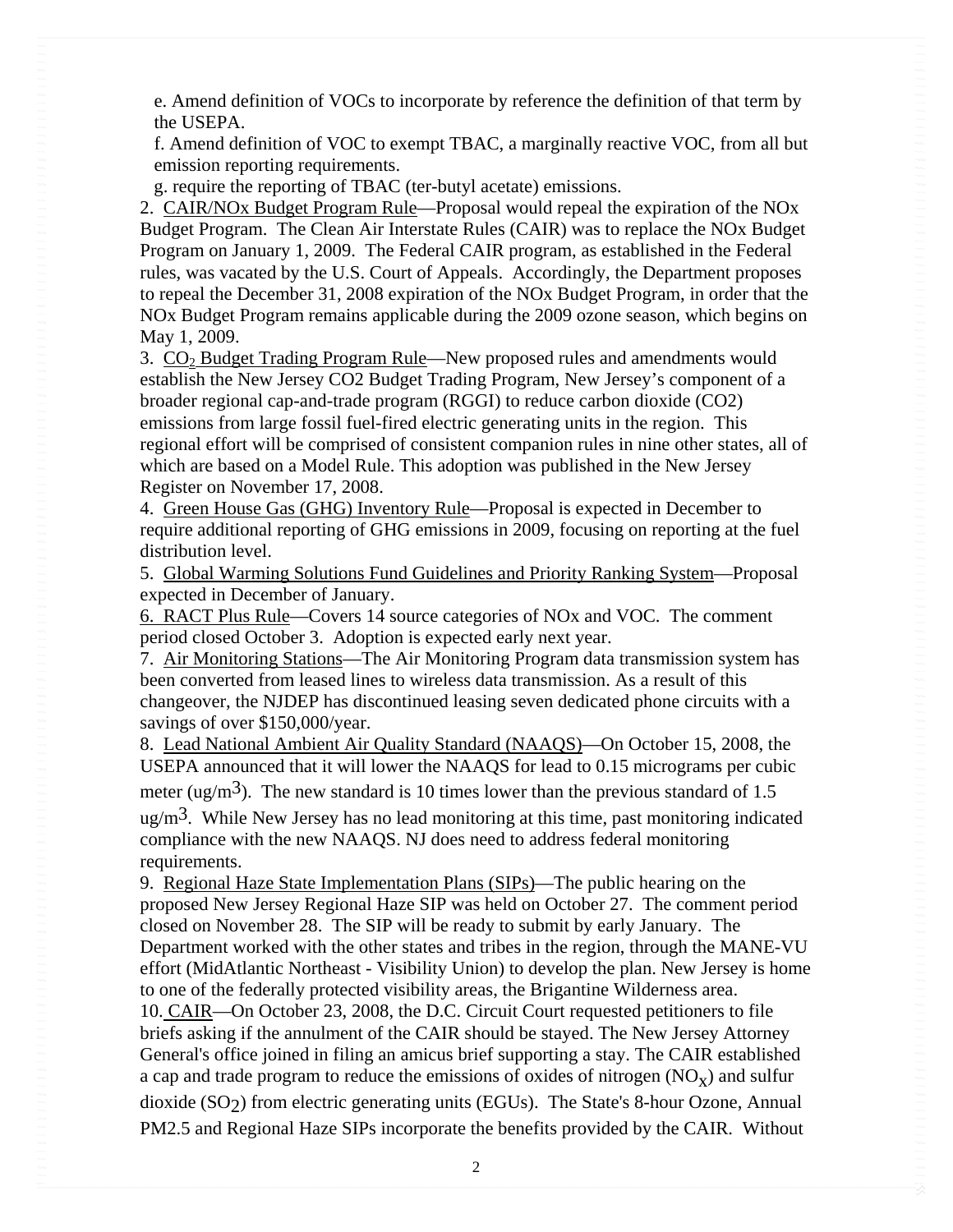e. Amend definition of VOCs to incorporate by reference the definition of that term by the USEPA.

f. Amend definition of VOC to exempt TBAC, a marginally reactive VOC, from all but emission reporting requirements.

g. require the reporting of TBAC (ter-butyl acetate) emissions.

2. CAIR/NOx Budget Program Rule—Proposal would repeal the expiration of the NOx Budget Program. The Clean Air Interstate Rules (CAIR) was to replace the NOx Budget Program on January 1, 2009. The Federal CAIR program, as established in the Federal rules, was vacated by the U.S. Court of Appeals. Accordingly, the Department proposes to repeal the December 31, 2008 expiration of the NOx Budget Program, in order that the NOx Budget Program remains applicable during the 2009 ozone season, which begins on May 1, 2009.

3. $CO_2$ Budget Trading Program Rule—New proposed rules and amendments would establish the New Jersey CO2 Budget Trading Program, New Jersey's component of a broader regional cap-and-trade program (RGGI) to reduce carbon dioxide (CO2) emissions from large fossil fuel-fired electric generating units in the region. This regional effort will be comprised of consistent companion rules in nine other states, all of which are based on a Model Rule. This adoption was published in the New Jersey Register on November 17, 2008.

4. Green House Gas (GHG) Inventory Rule—Proposal is expected in December to require additional reporting of GHG emissions in 2009, focusing on reporting at the fuel distribution level.

5. Global Warming Solutions Fund Guidelines and Priority Ranking System—Proposal expected in December of January.

6. RACT Plus Rule—Covers 14 source categories of NOx and VOC. The comment period closed October 3. Adoption is expected early next year.

7. Air Monitoring Stations—The Air Monitoring Program data transmission system has been converted from leased lines to wireless data transmission. As a result of this changeover, the NJDEP has discontinued leasing seven dedicated phone circuits with a savings of over \$150,000/year.

8. Lead National Ambient Air Quality Standard (NAAQS)—On October 15, 2008, the USEPA announced that it will lower the NAAQS for lead to 0.15 micrograms per cubic meter (ug/$m^3$). The new standard is 10 times lower than the previous standard of 1.5 ug/$m^3$. While New Jersey has no lead monitoring at this time, past monitoring indicated compliance with the new NAAQS. NJ does need to address federal monitoring requirements.

9. Regional Haze State Implementation Plans (SIPs)—The public hearing on the proposed New Jersey Regional Haze SIP was held on October 27. The comment period closed on November 28. The SIP will be ready to submit by early January. The Department worked with the other states and tribes in the region, through the MANE-VU effort (MidAtlantic Northeast - Visibility Union) to develop the plan. New Jersey is home to one of the federally protected visibility areas, the Brigantine Wilderness area.

10. CAIR—On October 23, 2008, the D.C. Circuit Court requested petitioners to file briefs asking if the annulment of the CAIR should be stayed. The New Jersey Attorney General's office joined in filing an amicus brief supporting a stay. The CAIR established a cap and trade program to reduce the emissions of oxides of nitrogen ($NO_x$) and sulfur dioxide ($SO_2$) from electric generating units (EGUs). The State's 8-hour Ozone, Annual PM2.5 and Regional Haze SIPs incorporate the benefits provided by the CAIR. Without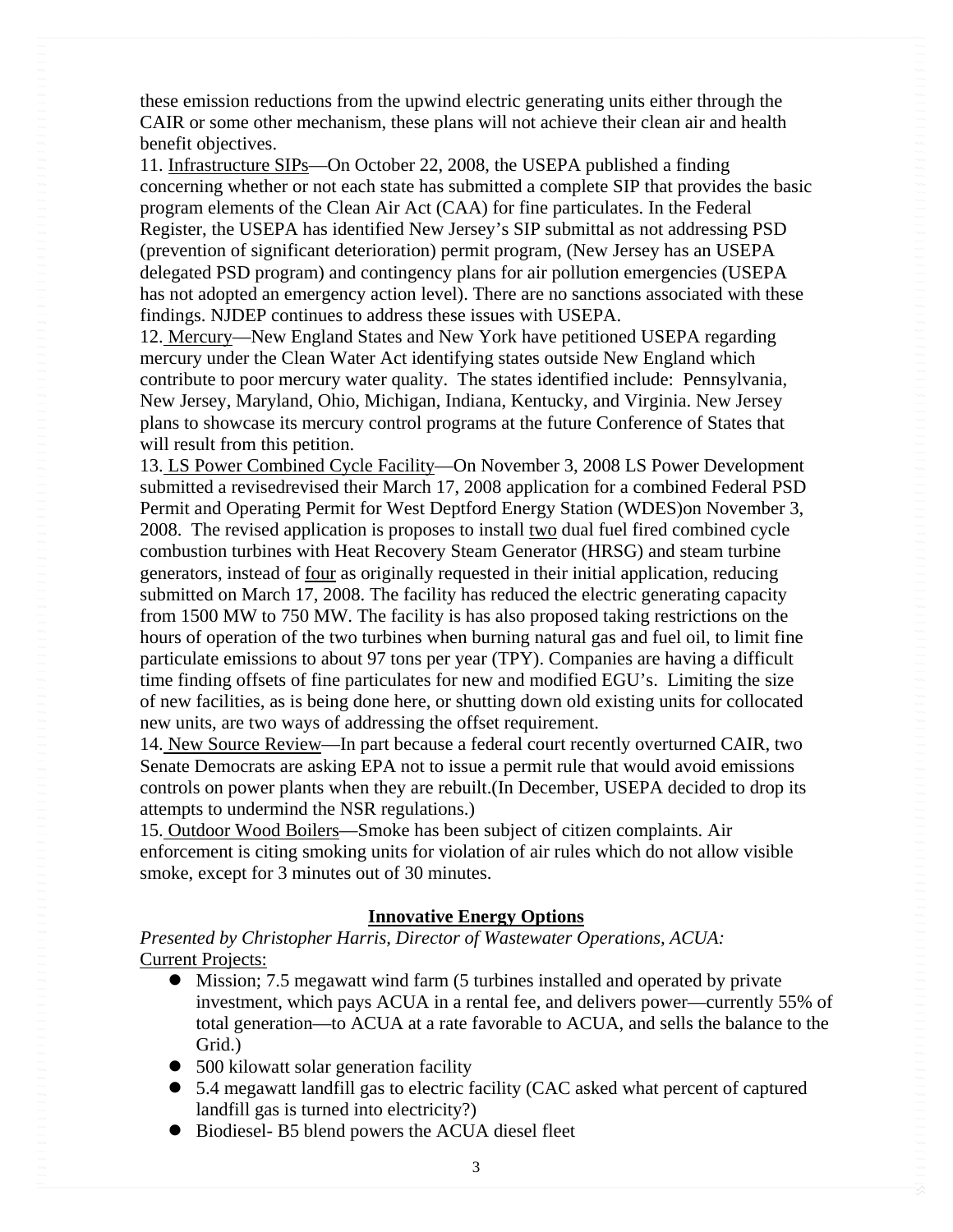these emission reductions from the upwind electric generating units either through the CAIR or some other mechanism, these plans will not achieve their clean air and health benefit objectives.

11. Infrastructure SIPs—On October 22, 2008, the USEPA published a finding concerning whether or not each state has submitted a complete SIP that provides the basic program elements of the Clean Air Act (CAA) for fine particulates. In the Federal Register, the USEPA has identified New Jersey's SIP submittal as not addressing PSD (prevention of significant deterioration) permit program, (New Jersey has an USEPA delegated PSD program) and contingency plans for air pollution emergencies (USEPA has not adopted an emergency action level). There are no sanctions associated with these findings. NJDEP continues to address these issues with USEPA.

12. Mercury—New England States and New York have petitioned USEPA regarding mercury under the Clean Water Act identifying states outside New England which contribute to poor mercury water quality. The states identified include: Pennsylvania, New Jersey, Maryland, Ohio, Michigan, Indiana, Kentucky, and Virginia. New Jersey plans to showcase its mercury control programs at the future Conference of States that will result from this petition.

13. LS Power Combined Cycle Facility—On November 3, 2008 LS Power Development submitted a revisedrevised their March 17, 2008 application for a combined Federal PSD Permit and Operating Permit for West Deptford Energy Station (WDES)on November 3, 2008. The revised application is proposes to install two dual fuel fired combined cycle combustion turbines with Heat Recovery Steam Generator (HRSG) and steam turbine generators, instead of four as originally requested in their initial application, reducing submitted on March 17, 2008. The facility has reduced the electric generating capacity from 1500 MW to 750 MW. The facility is has also proposed taking restrictions on the hours of operation of the two turbines when burning natural gas and fuel oil, to limit fine particulate emissions to about 97 tons per year (TPY). Companies are having a difficult time finding offsets of fine particulates for new and modified EGU's. Limiting the size of new facilities, as is being done here, or shutting down old existing units for collocated new units, are two ways of addressing the offset requirement.

14. New Source Review—In part because a federal court recently overturned CAIR, two Senate Democrats are asking EPA not to issue a permit rule that would avoid emissions controls on power plants when they are rebuilt.(In December, USEPA decided to drop its attempts to undermind the NSR regulations.)

15. Outdoor Wood Boilers—Smoke has been subject of citizen complaints. Air enforcement is citing smoking units for violation of air rules which do not allow visible smoke, except for 3 minutes out of 30 minutes.

## Innovative Energy Options

*Presented by Christopher Harris, Director of Wastewater Operations, ACUA:*

Current Projects:

- Mission; 7.5 megawatt wind farm (5 turbines installed and operated by private investment, which pays ACUA in a rental fee, and delivers power—currently 55% of total generation—to ACUA at a rate favorable to ACUA, and sells the balance to the Grid.)
- 500 kilowatt solar generation facility
- 5.4 megawatt landfill gas to electric facility (CAC asked what percent of captured landfill gas is turned into electricity?)
- Biodiesel- B5 blend powers the ACUA diesel fleet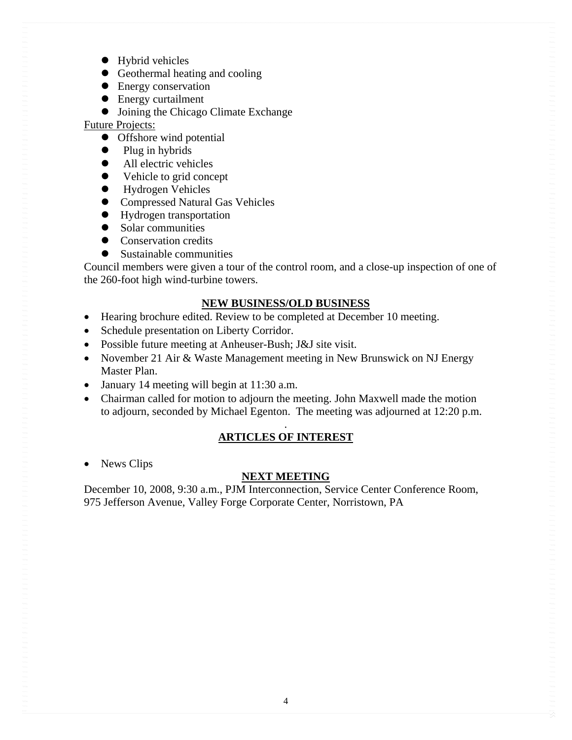- Hybrid vehicles
- Geothermal heating and cooling
- Energy conservation
- Energy curtailment
- Joining the Chicago Climate Exchange

Future Projects:

- Offshore wind potential
- Plug in hybrids
- All electric vehicles
- Vehicle to grid concept
- Hydrogen Vehicles
- Compressed Natural Gas Vehicles
- Hydrogen transportation
- Solar communities
- Conservation credits
- Sustainable communities

Council members were given a tour of the control room, and a close-up inspection of one of the 260-foot high wind-turbine towers.

## NEW BUSINESS/OLD BUSINESS

- Hearing brochure edited. Review to be completed at December 10 meeting.
- Schedule presentation on Liberty Corridor.
- Possible future meeting at Anheuser-Bush; J&J site visit.
- November 21 Air & Waste Management meeting in New Brunswick on NJ Energy Master Plan.
- January 14 meeting will begin at 11:30 a.m.
- Chairman called for motion to adjourn the meeting. John Maxwell made the motion to adjourn, seconded by Michael Egenton. The meeting was adjourned at 12:20 p.m.

## ARTICLES OF INTEREST

- News Clips

## NEXT MEETING

December 10, 2008, 9:30 a.m., PJM Interconnection, Service Center Conference Room, 975 Jefferson Avenue, Valley Forge Corporate Center, Norristown, PA